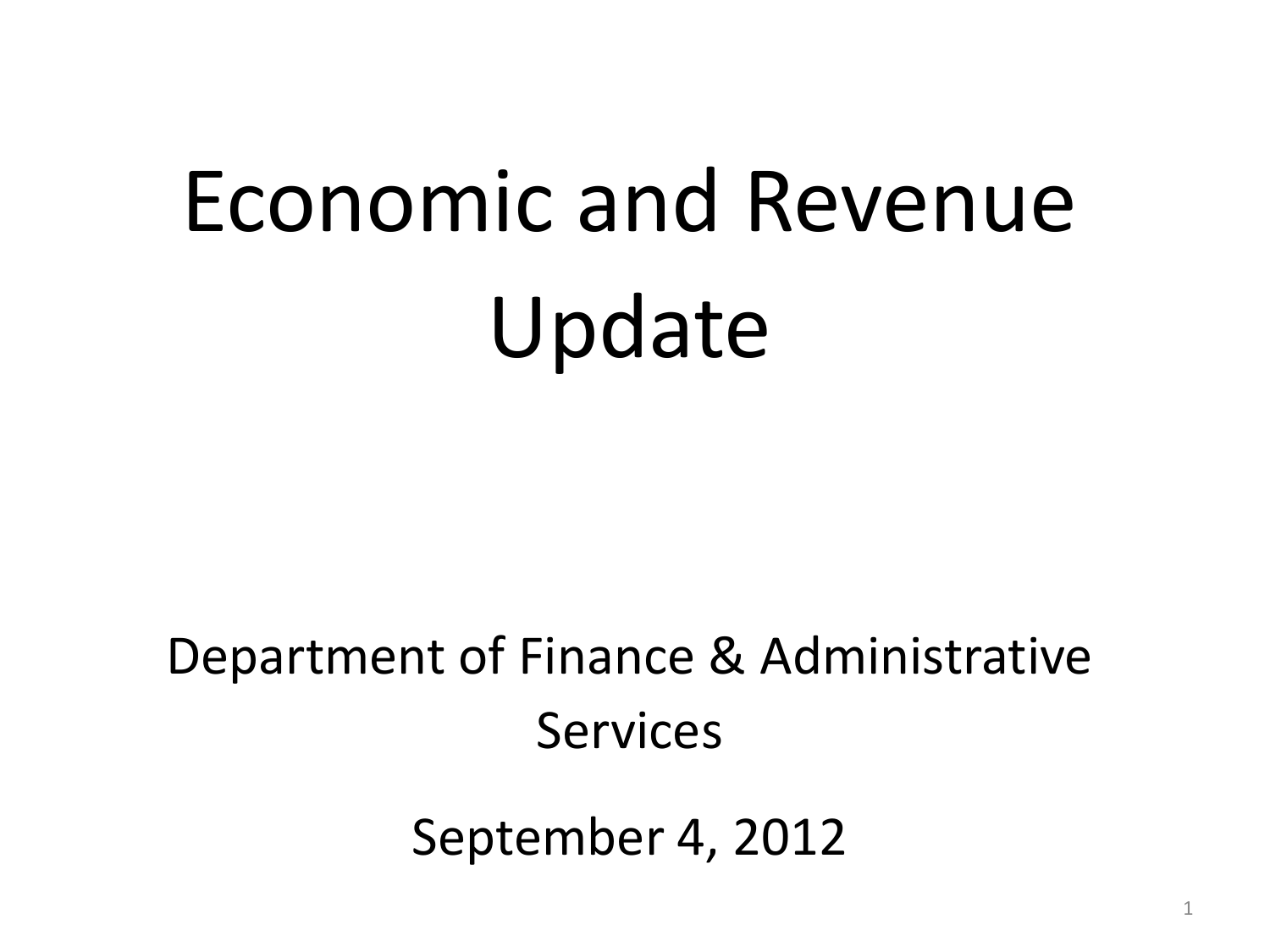# Economic and Revenue Update

Department of Finance & Administrative Services

September 4, 2012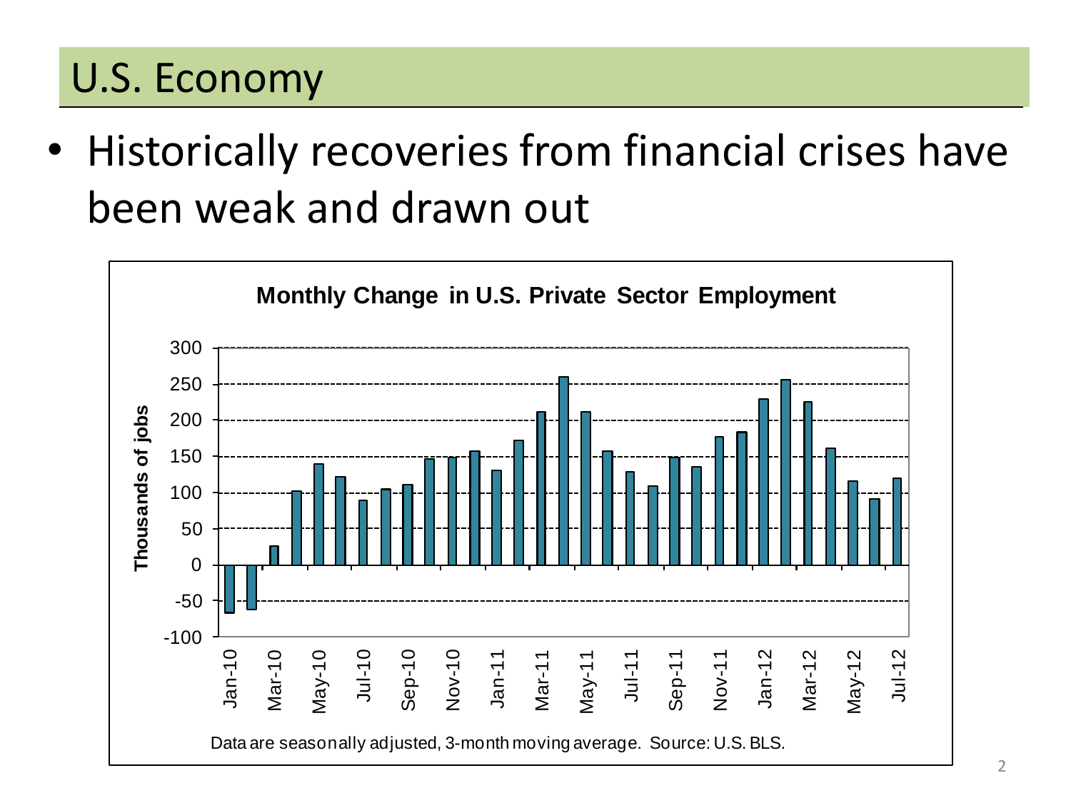## U.S. Economy

- Historically recoveries from financial crises have been weak and drawn out

**Monthly Change in U.S. Private Sector Employment**

Data are seasonally adjusted, 3-month moving average. Source: U.S. BLS.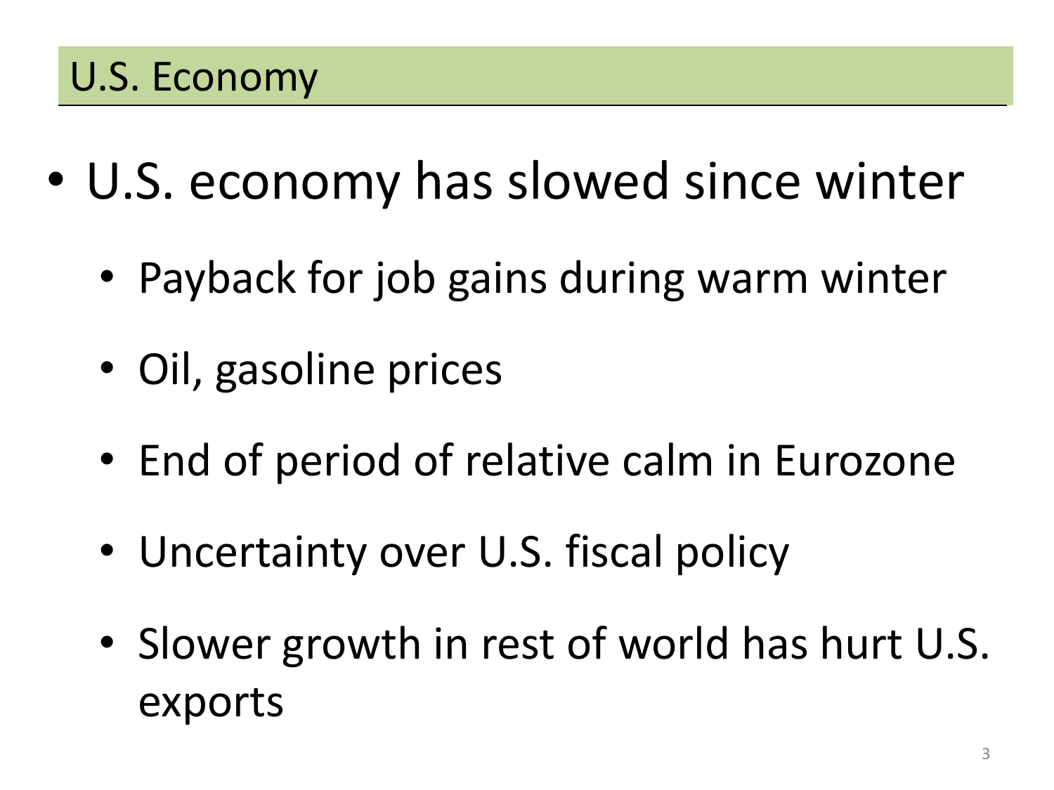## U.S. Economy

- U.S. economy has slowed since winter
  - Payback for job gains during warm winter
  - Oil, gasoline prices
  - End of period of relative calm in Eurozone
  - Uncertainty over U.S. fiscal policy
  - Slower growth in rest of world has hurt U.S. exports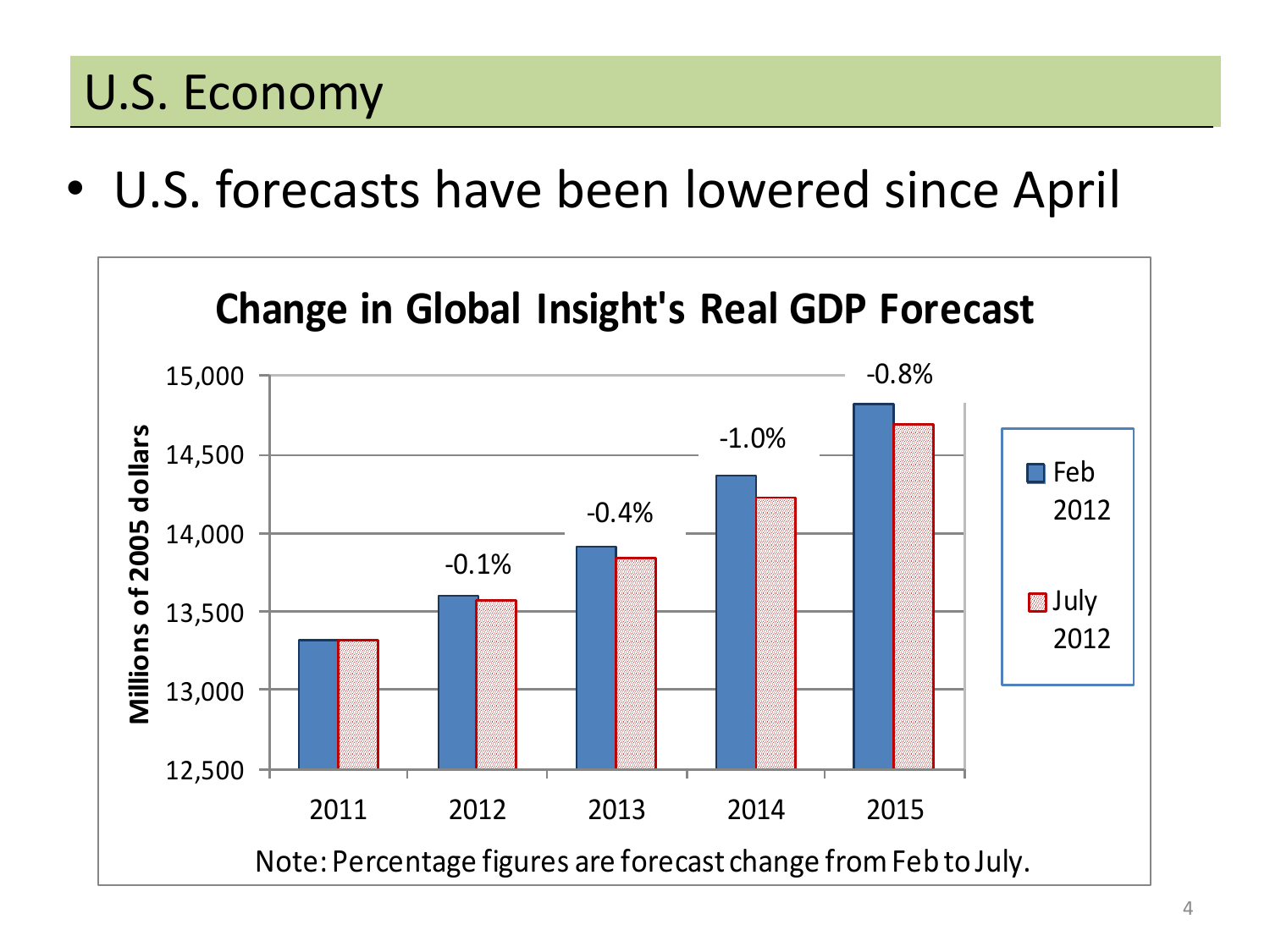# U.S. Economy

- U.S. forecasts have been lowered since April

**Change in Global Insight's Real GDP Forecast**

Millions of 2005 dollars

| Year | Feb 2012 | July 2012 | Change |
|---|---|---|---|
| 2011 | | | |
| 2012 | | | -0.1% |
| 2013 | | | -0.4% |
| 2014 | | | -1.0% |
| 2015 | | | -0.8% |

Note: Percentage figures are forecast change from Feb to July.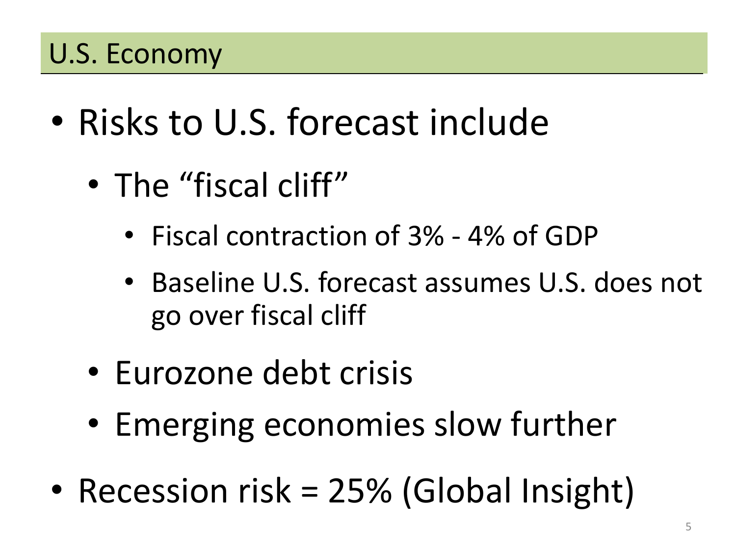## U.S. Economy

- Risks to U.S. forecast include
  - The “fiscal cliff”
    - Fiscal contraction of 3% - 4% of GDP
    - Baseline U.S. forecast assumes U.S. does not go over fiscal cliff
  - Eurozone debt crisis
  - Emerging economies slow further
- Recession risk = 25% (Global Insight)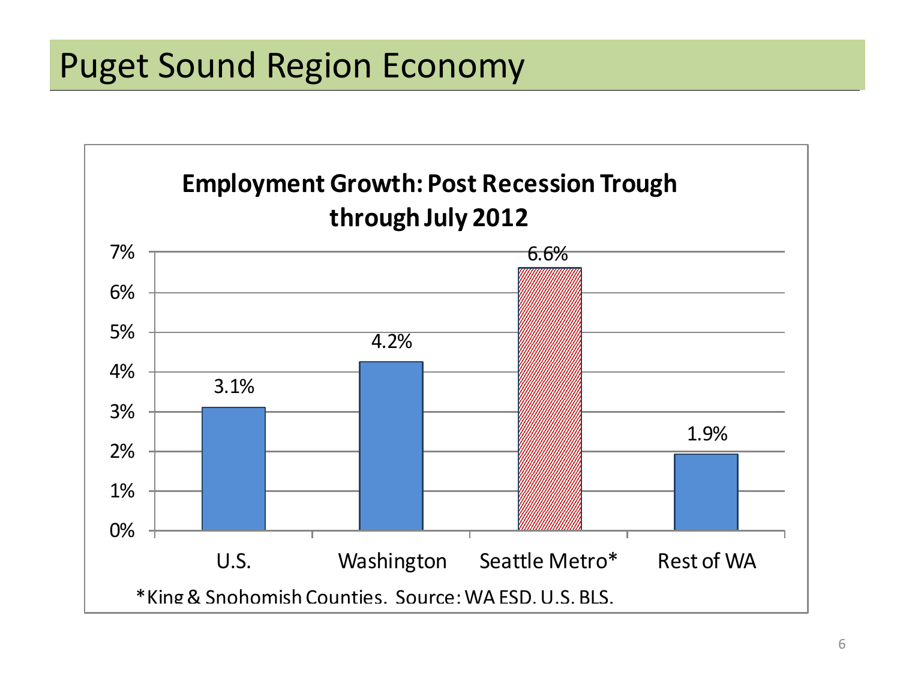# Puget Sound Region Economy

**Employment Growth: Post Recession Trough through July 2012**

| Region | Employment Growth |
|---|---|
| U.S. | 3.1% |
| Washington | 4.2% |
| Seattle Metro* | 6.6% |
| Rest of WA | 1.9% |

*King & Snohomish Counties. Source: WA ESD, U.S. BLS.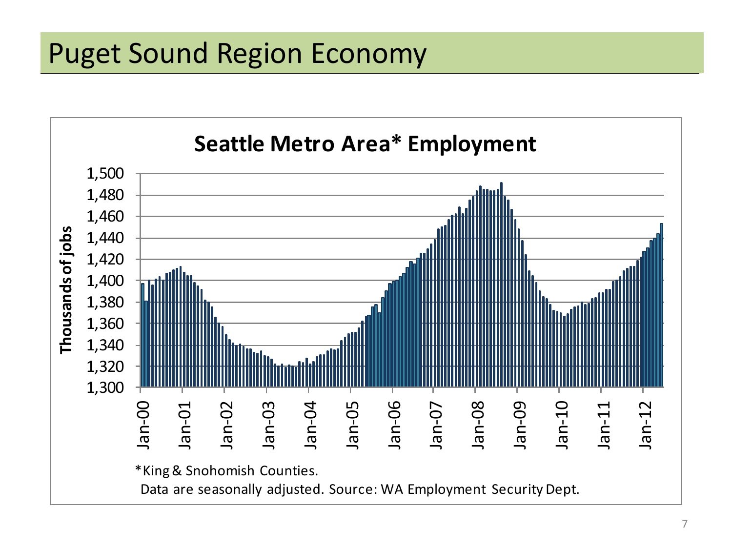# Puget Sound Region Economy

**Seattle Metro Area* Employment**

Thousands of jobs

*King & Snohomish Counties.

Data are seasonally adjusted. Source: WA Employment Security Dept.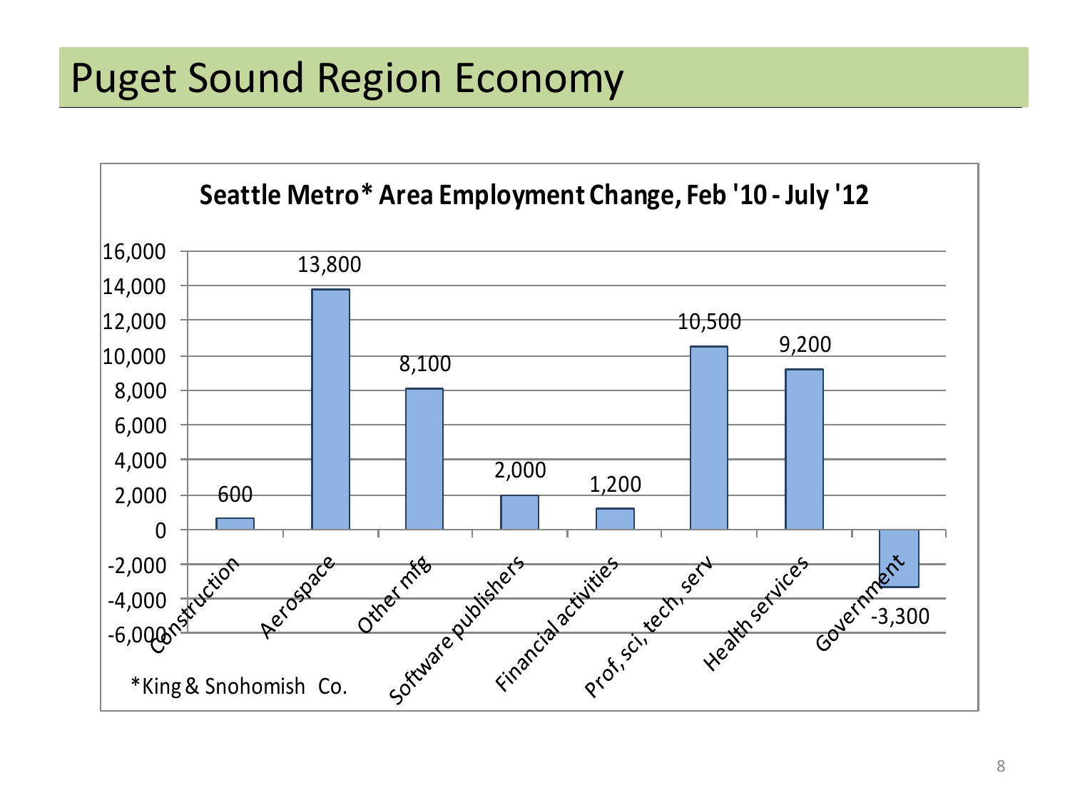# Puget Sound Region Economy

**Seattle Metro* Area Employment Change, Feb '10 - July '12**

| Sector | Employment Change |
|---|---|
| Construction | 600 |
| Aerospace | 13,800 |
| Other mfg | 8,100 |
| Software publishers | 2,000 |
| Financial activities | 1,200 |
| Prof, sci, tech, serv | 10,500 |
| Health services | 9,200 |
| Government | -3,300 |

*King & Snohomish Co.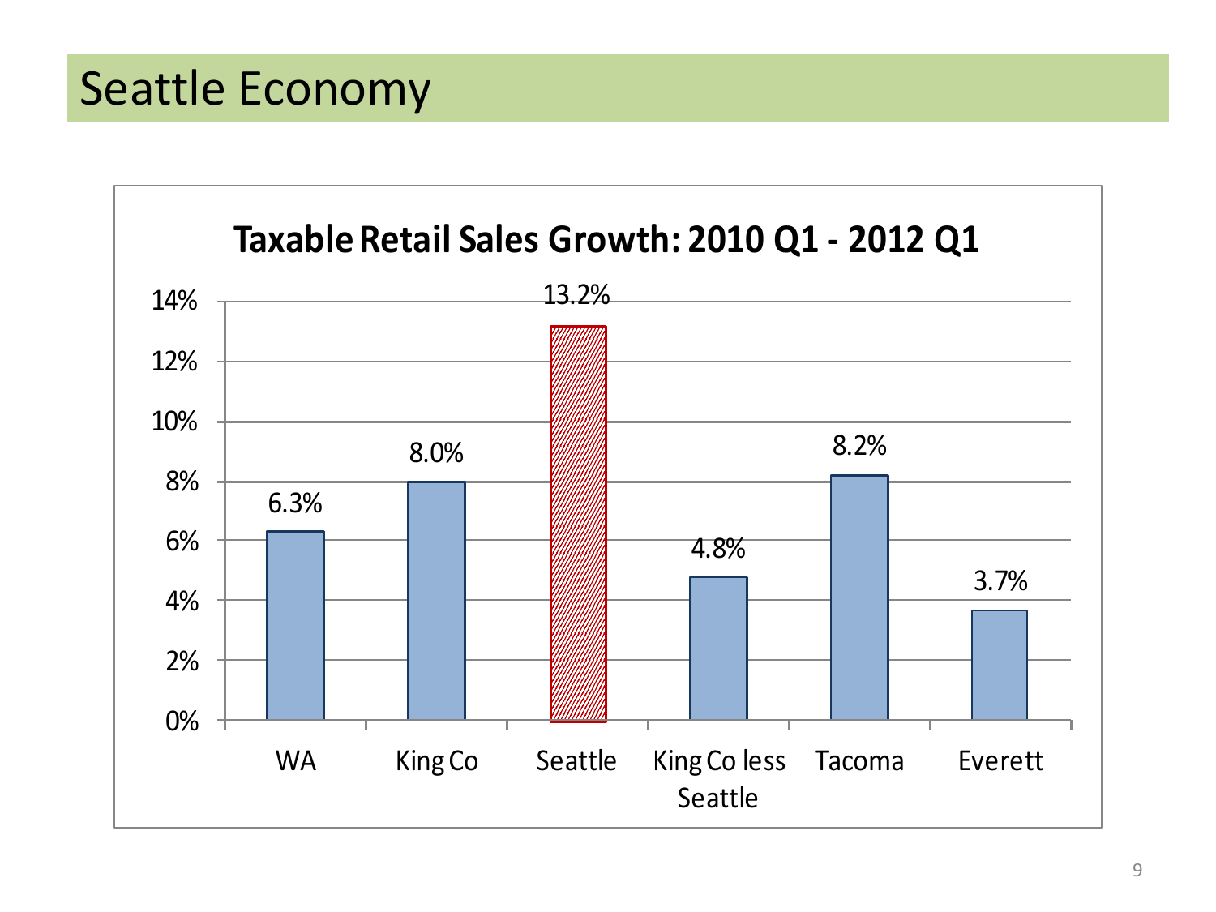# Seattle Economy

**Taxable Retail Sales Growth: 2010 Q1 - 2012 Q1**

| Area | Growth |
| --- | --- |
| WA | 6.3% |
| King Co | 8.0% |
| Seattle | 13.2% |
| King Co less Seattle | 4.8% |
| Tacoma | 8.2% |
| Everett | 3.7% |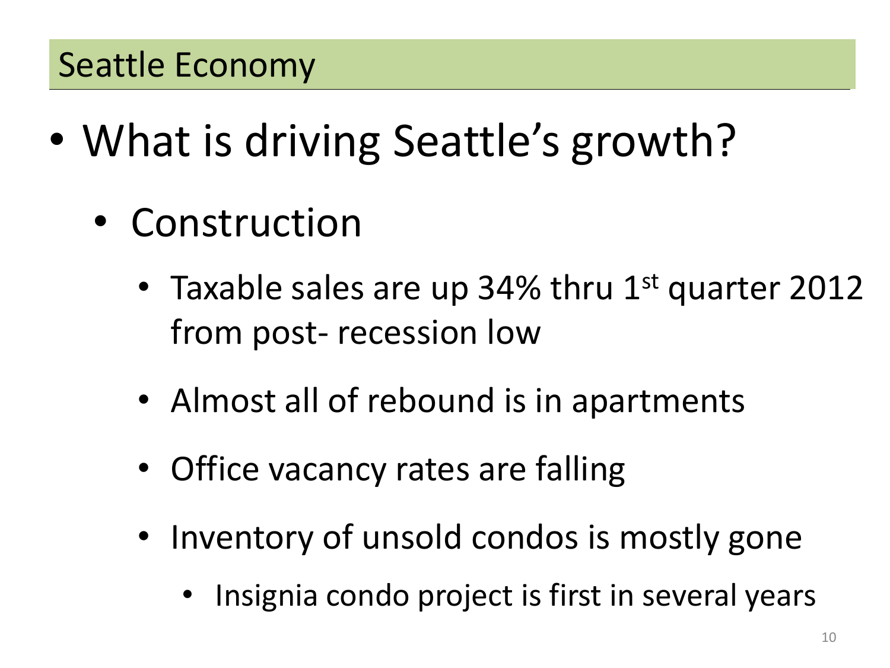## Seattle Economy

- What is driving Seattle's growth?
  - Construction
    - Taxable sales are up 34% thru 1st quarter 2012 from post- recession low
    - Almost all of rebound is in apartments
    - Office vacancy rates are falling
    - Inventory of unsold condos is mostly gone
      - Insignia condo project is first in several years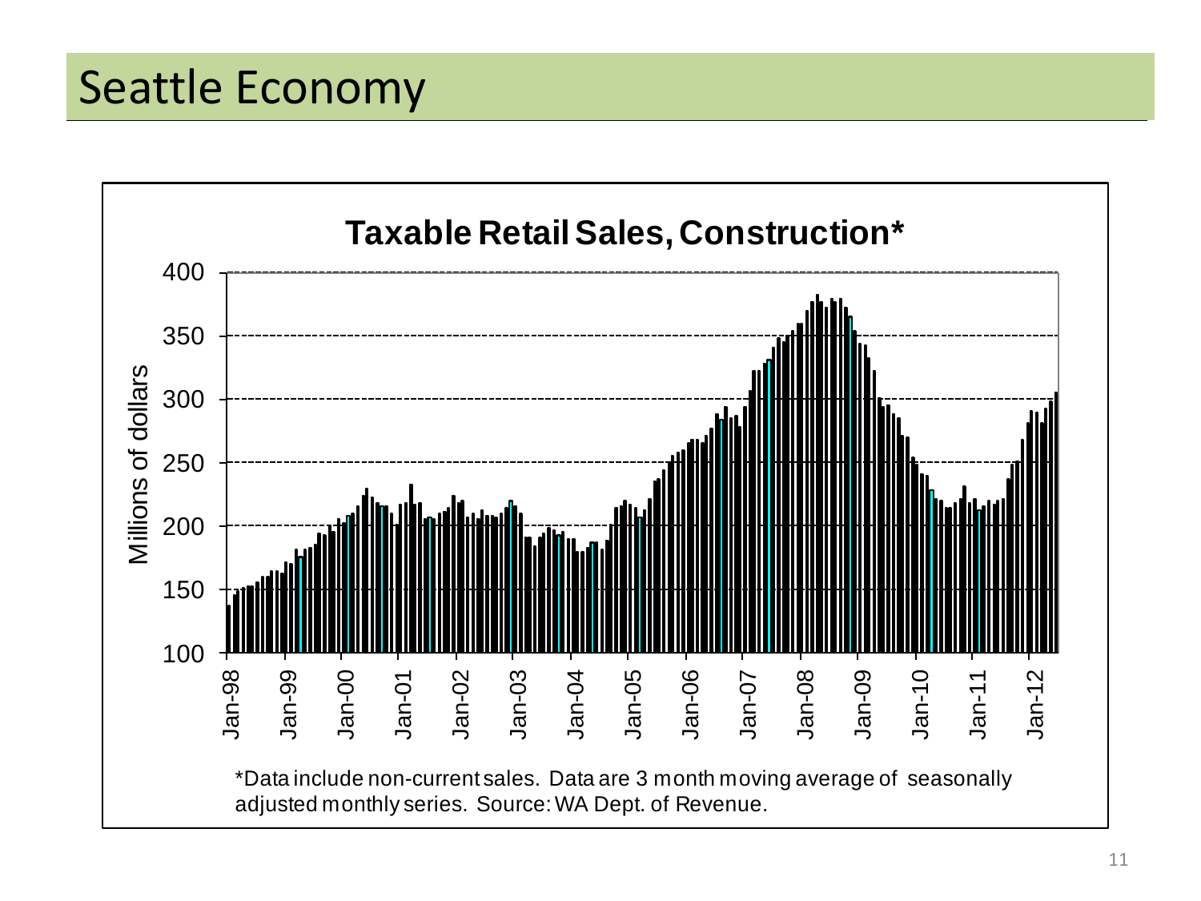# Seattle Economy

**Taxable Retail Sales, Construction***

*Data include non-current sales. Data are 3 month moving average of seasonally adjusted monthly series. Source: WA Dept. of Revenue.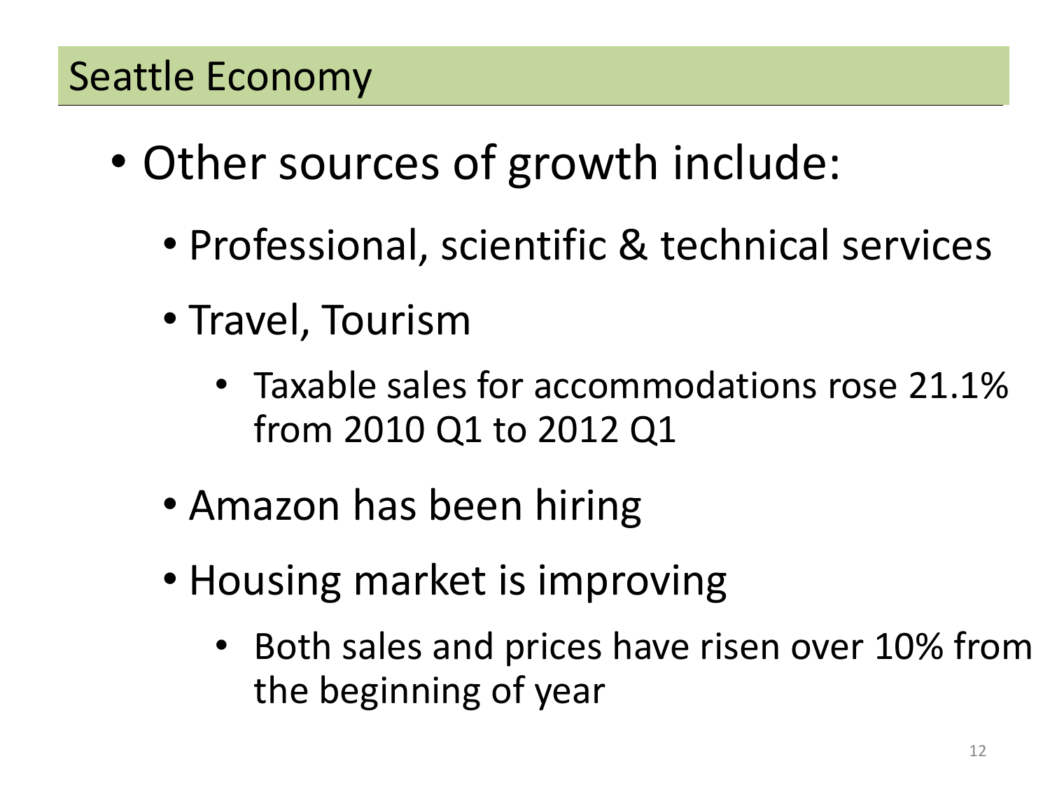## Seattle Economy

- Other sources of growth include:
  - Professional, scientific & technical services
  - Travel, Tourism
    - Taxable sales for accommodations rose 21.1% from 2010 Q1 to 2012 Q1
  - Amazon has been hiring
  - Housing market is improving
    - Both sales and prices have risen over 10% from the beginning of year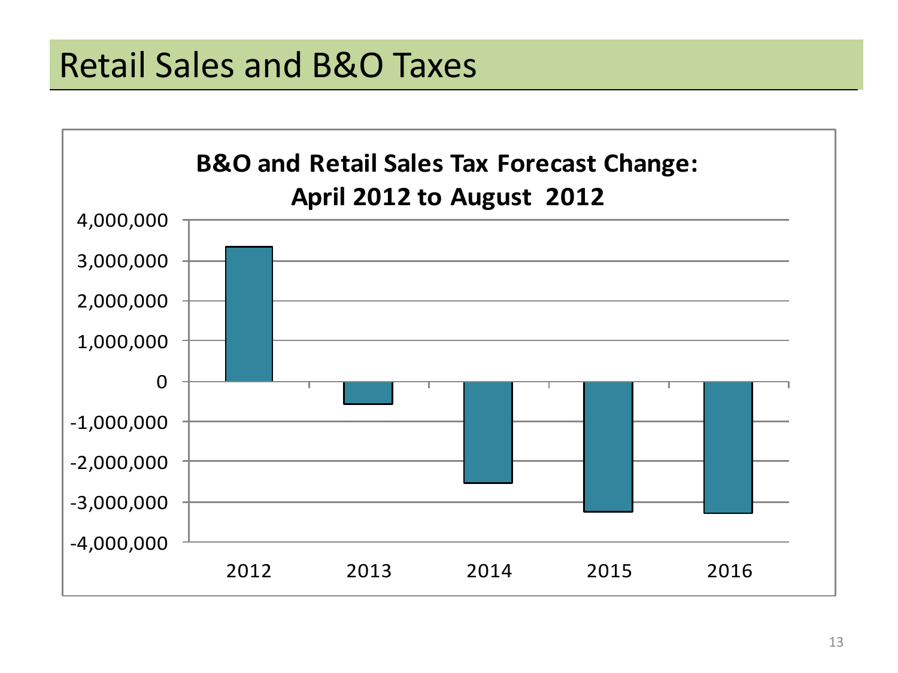# Retail Sales and B&O Taxes

**B&O and Retail Sales Tax Forecast Change: April 2012 to August 2012**

4,000,000
3,000,000
2,000,000
1,000,000
0
-1,000,000
-2,000,000
-3,000,000
-4,000,000

2012 2013 2014 2015 2016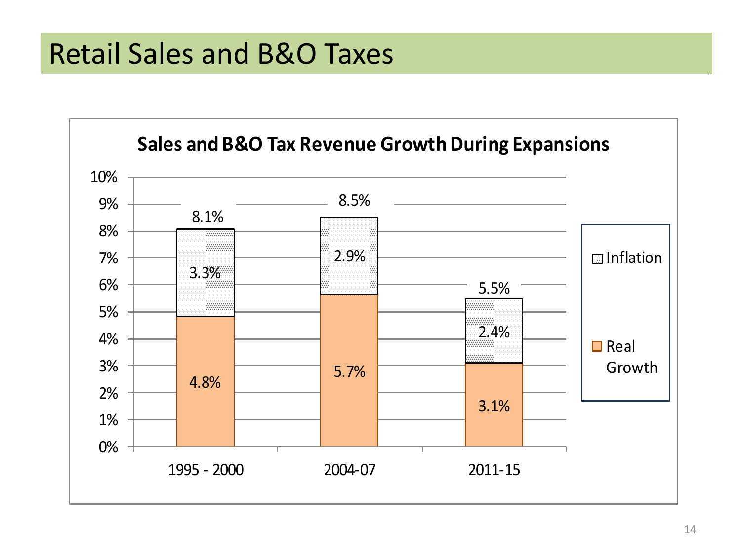# Retail Sales and B&O Taxes

**Sales and B&O Tax Revenue Growth During Expansions**

| Period | Real Growth | Inflation | Total |
|---|---|---|---|
| 1995 - 2000 | 4.8% | 3.3% | 8.1% |
| 2004-07 | 5.7% | 2.9% | 8.5% |
| 2011-15 | 3.1% | 2.4% | 5.5% |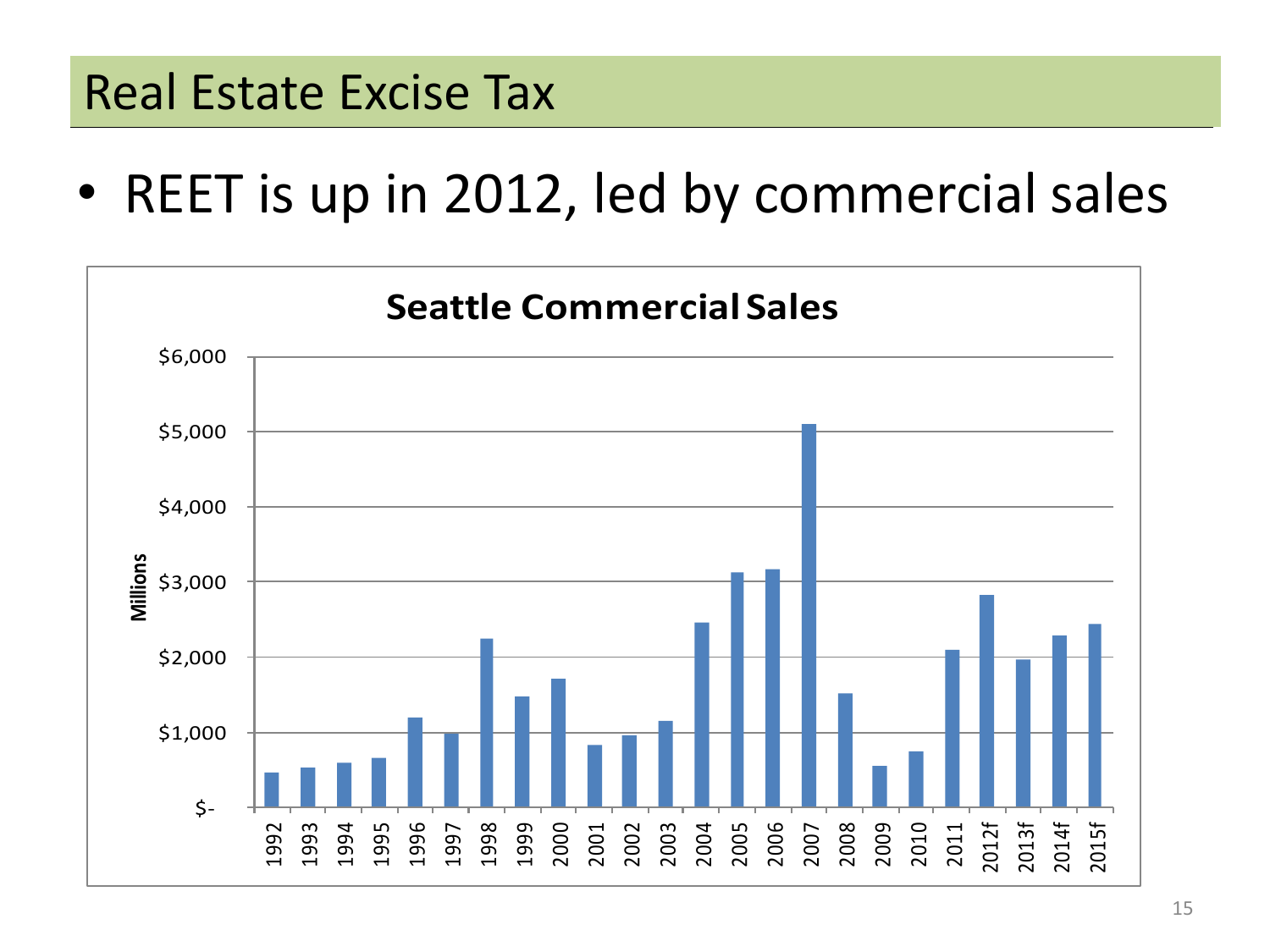# Real Estate Excise Tax

- REET is up in 2012, led by commercial sales

**Seattle Commercial Sales**

Millions

$6,000
$5,000
$4,000
$3,000
$2,000
$1,000
$-

1992 1993 1994 1995 1996 1997 1998 1999 2000 2001 2002 2003 2004 2005 2006 2007 2008 2009 2010 2011 2012f 2013f 2014f 2015f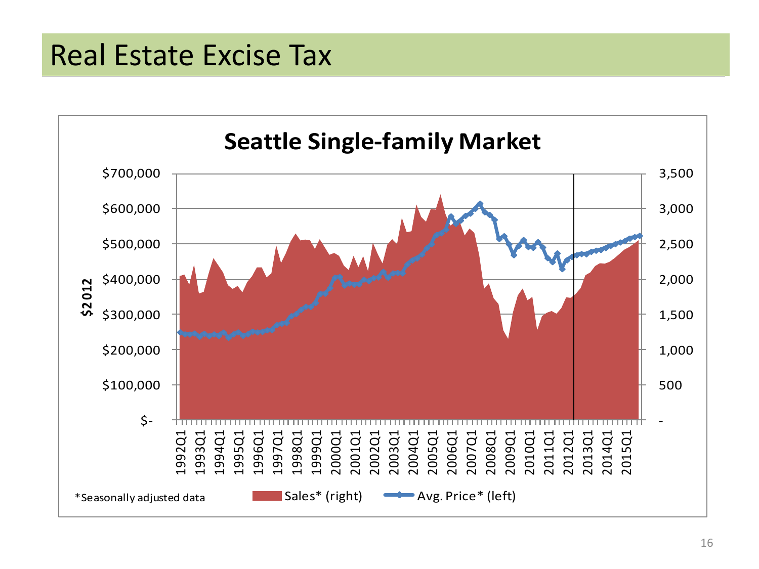# Real Estate Excise Tax

**Seattle Single-family Market**

$2012

| Left axis | Right axis |
|---|---|
| $700,000 | 3,500 |
| $600,000 | 3,000 |
| $500,000 | 2,500 |
| $400,000 | 2,000 |
| $300,000 | 1,500 |
| $200,000 | 1,000 |
| $100,000 | 500 |
| $- | - |

1992Q1 1993Q1 1994Q1 1995Q1 1996Q1 1997Q1 1998Q1 1999Q1 2000Q1 2001Q1 2002Q1 2003Q1 2004Q1 2005Q1 2006Q1 2007Q1 2008Q1 2009Q1 2010Q1 2011Q1 2012Q1 2013Q1 2014Q1 2015Q1

*Seasonally adjusted data

Sales* (right) — Avg. Price* (left)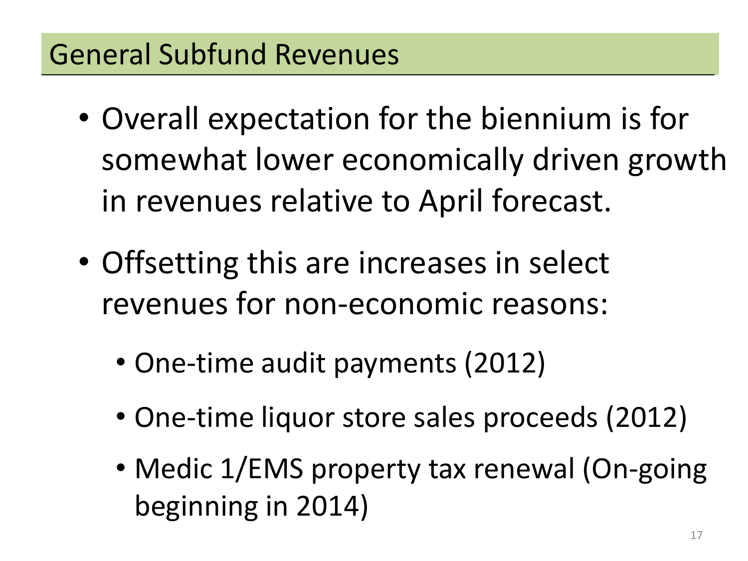## General Subfund Revenues

- Overall expectation for the biennium is for somewhat lower economically driven growth in revenues relative to April forecast.
- Offsetting this are increases in select revenues for non-economic reasons:
  - One-time audit payments (2012)
  - One-time liquor store sales proceeds (2012)
  - Medic 1/EMS property tax renewal (On-going beginning in 2014)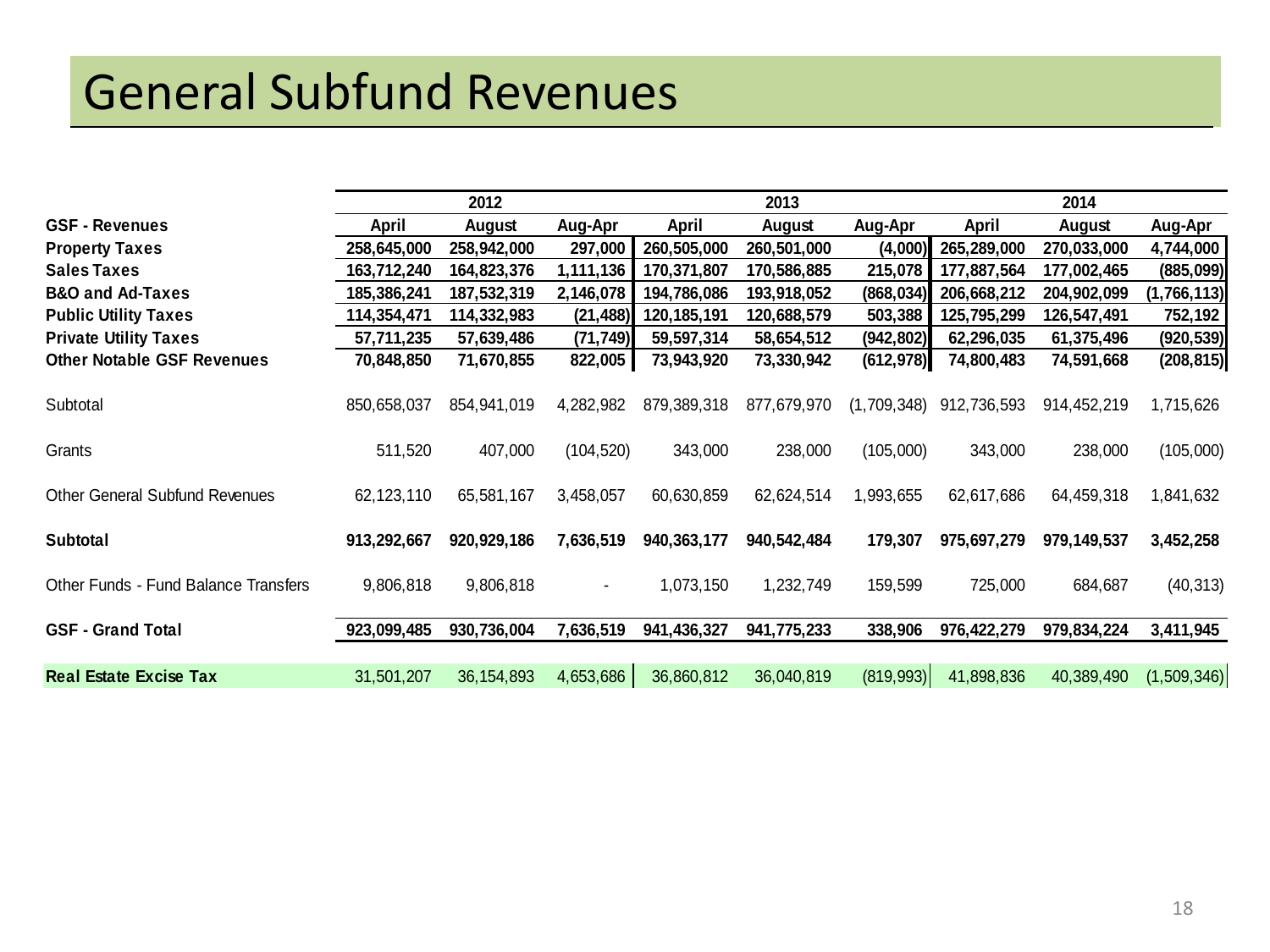# General Subfund Revenues

| | 2012 | | | 2013 | | | 2014 | | |
|---|---|---|---|---|---|---|---|---|---|
| **GSF - Revenues** | **April** | **August** | **Aug-Apr** | **April** | **August** | **Aug-Apr** | **April** | **August** | **Aug-Apr** |
| **Property Taxes** | **258,645,000** | **258,942,000** | **297,000** | **260,505,000** | **260,501,000** | **(4,000)** | **265,289,000** | **270,033,000** | **4,744,000** |
| **Sales Taxes** | **163,712,240** | **164,823,376** | **1,111,136** | **170,371,807** | **170,586,885** | **215,078** | **177,887,564** | **177,002,465** | **(885,099)** |
| **B&O and Ad-Taxes** | **185,386,241** | **187,532,319** | **2,146,078** | **194,786,086** | **193,918,052** | **(868,034)** | **206,668,212** | **204,902,099** | **(1,766,113)** |
| **Public Utility Taxes** | **114,354,471** | **114,332,983** | **(21,488)** | **120,185,191** | **120,688,579** | **503,388** | **125,795,299** | **126,547,491** | **752,192** |
| **Private Utility Taxes** | **57,711,235** | **57,639,486** | **(71,749)** | **59,597,314** | **58,654,512** | **(942,802)** | **62,296,035** | **61,375,496** | **(920,539)** |
| **Other Notable GSF Revenues** | **70,848,850** | **71,670,855** | **822,005** | **73,943,920** | **73,330,942** | **(612,978)** | **74,800,483** | **74,591,668** | **(208,815)** |
| Subtotal | 850,658,037 | 854,941,019 | 4,282,982 | 879,389,318 | 877,679,970 | (1,709,348) | 912,736,593 | 914,452,219 | 1,715,626 |
| Grants | 511,520 | 407,000 | (104,520) | 343,000 | 238,000 | (105,000) | 343,000 | 238,000 | (105,000) |
| Other General Subfund Revenues | 62,123,110 | 65,581,167 | 3,458,057 | 60,630,859 | 62,624,514 | 1,993,655 | 62,617,686 | 64,459,318 | 1,841,632 |
| **Subtotal** | **913,292,667** | **920,929,186** | **7,636,519** | **940,363,177** | **940,542,484** | **179,307** | **975,697,279** | **979,149,537** | **3,452,258** |
| Other Funds - Fund Balance Transfers | 9,806,818 | 9,806,818 | - | 1,073,150 | 1,232,749 | 159,599 | 725,000 | 684,687 | (40,313) |
| **GSF - Grand Total** | **923,099,485** | **930,736,004** | **7,636,519** | **941,436,327** | **941,775,233** | **338,906** | **976,422,279** | **979,834,224** | **3,411,945** |
| **Real Estate Excise Tax** | 31,501,207 | 36,154,893 | 4,653,686 | 36,860,812 | 36,040,819 | (819,993) | 41,898,836 | 40,389,490 | (1,509,346) |